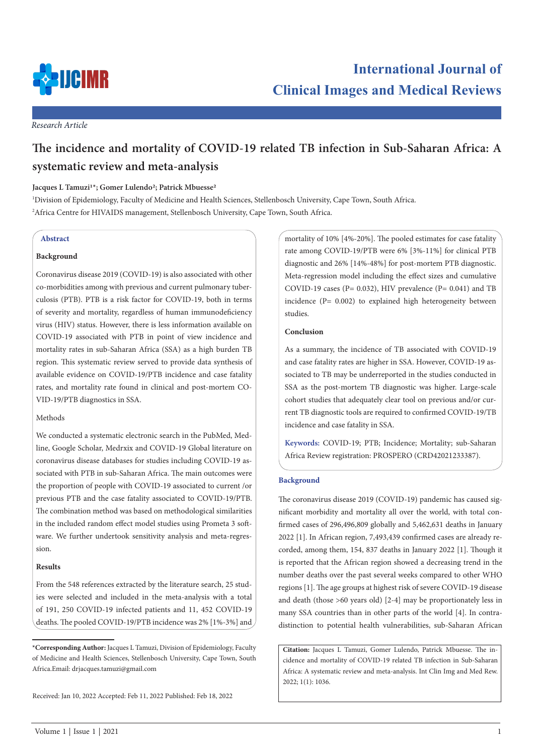*Research Article*

# The incidence and mortality of COVID-19 related TB infection in Sub-Saharan Africa: A systematic review and meta-analysis

**Jacques L Tamuzi[1]*; Gomer Lulendo[2]; Patrick Mbuesse[2]**

[1]Division of Epidemiology, Faculty of Medicine and Health Sciences, Stellenbosch University, Cape Town, South Africa.

[2]Africa Centre for HIVAIDS management, Stellenbosch University, Cape Town, South Africa.

## Abstract

**Background**

Coronavirus disease 2019 (COVID-19) is also associated with other co-morbidities among with previous and current pulmonary tuberculosis (PTB). PTB is a risk factor for COVID-19, both in terms of severity and mortality, regardless of human immunodeficiency virus (HIV) status. However, there is less information available on COVID-19 associated with PTB in point of view incidence and mortality rates in sub-Saharan Africa (SSA) as a high burden TB region. This systematic review served to provide data synthesis of available evidence on COVID-19/PTB incidence and case fatality rates, and mortality rate found in clinical and post-mortem COVID-19/PTB diagnostics in SSA.

**Methods**

We conducted a systematic electronic search in the PubMed, Medline, Google Scholar, Medrxix and COVID-19 Global literature on coronavirus disease databases for studies including COVID-19 associated with PTB in sub-Saharan Africa. The main outcomes were the proportion of people with COVID-19 associated to current /or previous PTB and the case fatality associated to COVID-19/PTB. The combination method was based on methodological similarities in the included random effect model studies using Prometa 3 software. We further undertook sensitivity analysis and meta-regression.

**Results**

From the 548 references extracted by the literature search, 25 studies were selected and included in the meta-analysis with a total of 191, 250 COVID-19 infected patients and 11, 452 COVID-19 deaths. The pooled COVID-19/PTB incidence was 2% [1%-3%] and mortality of 10% [4%-20%]. The pooled estimates for case fatality rate among COVID-19/PTB were 6% [3%-11%] for clinical PTB diagnostic and 26% [14%-48%] for post-mortem PTB diagnostic. Meta-regression model including the effect sizes and cumulative COVID-19 cases (P= 0.032), HIV prevalence (P= 0.041) and TB incidence (P= 0.002) to explained high heterogeneity between studies.

**Conclusion**

As a summary, the incidence of TB associated with COVID-19 and case fatality rates are higher in SSA. However, COVID-19 associated to TB may be underreported in the studies conducted in SSA as the post-mortem TB diagnostic was higher. Large-scale cohort studies that adequately clear tool on previous and/or current TB diagnostic tools are required to confirmed COVID-19/TB incidence and case fatality in SSA.

**Keywords:** COVID-19; PTB; Incidence; Mortality; sub-Saharan Africa Review registration: PROSPERO (CRD42021233387).

## Background

The coronavirus disease 2019 (COVID-19) pandemic has caused significant morbidity and mortality all over the world, with total confirmed cases of 296,496,809 globally and 5,462,631 deaths in January 2022 [1]. In African region, 7,493,439 confirmed cases are already recorded, among them, 154, 837 deaths in January 2022 [1]. Though it is reported that the African region showed a decreasing trend in the number deaths over the past several weeks compared to other WHO regions [1]. The age groups at highest risk of severe COVID-19 disease and death (those >60 years old) [2-4] may be proportionately less in many SSA countries than in other parts of the world [4]. In contradistinction to potential health vulnerabilities, sub-Saharan African

***Corresponding Author:** Jacques L Tamuzi, Division of Epidemiology, Faculty of Medicine and Health Sciences, Stellenbosch University, Cape Town, South Africa.Email: drjacques.tamuzi@gmail.com

Received: Jan 10, 2022 Accepted: Feb 11, 2022 Published: Feb 18, 2022

**Citation:** Jacques L Tamuzi, Gomer Lulendo, Patrick Mbuesse. The incidence and mortality of COVID-19 related TB infection in Sub-Saharan Africa: A systematic review and meta-analysis. Int Clin Img and Med Rew. 2022; 1(1): 1036.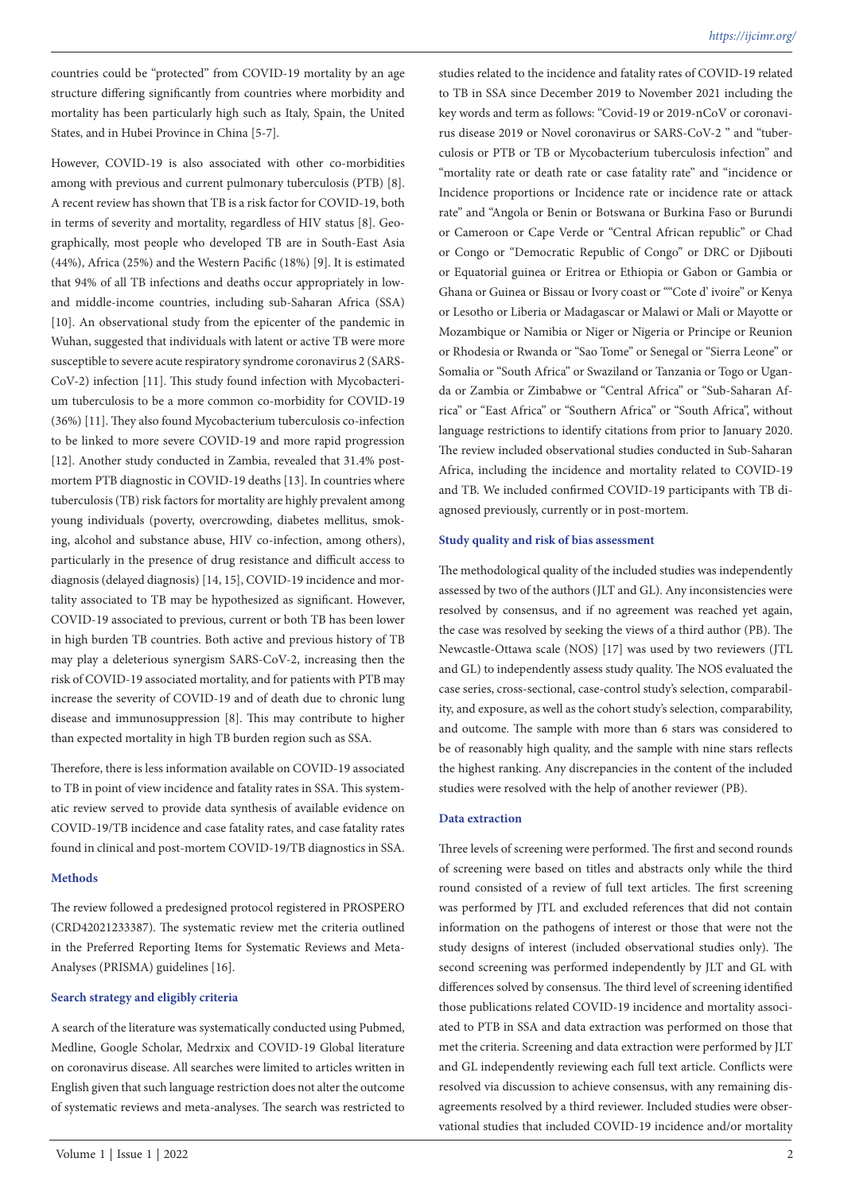countries could be "protected" from COVID-19 mortality by an age structure differing significantly from countries where morbidity and mortality has been particularly high such as Italy, Spain, the United States, and in Hubei Province in China [5-7].

However, COVID-19 is also associated with other co-morbidities among with previous and current pulmonary tuberculosis (PTB) [8]. A recent review has shown that TB is a risk factor for COVID-19, both in terms of severity and mortality, regardless of HIV status [8]. Geographically, most people who developed TB are in South-East Asia (44%), Africa (25%) and the Western Pacific (18%) [9]. It is estimated that 94% of all TB infections and deaths occur appropriately in low- and middle-income countries, including sub-Saharan Africa (SSA) [10]. An observational study from the epicenter of the pandemic in Wuhan, suggested that individuals with latent or active TB were more susceptible to severe acute respiratory syndrome coronavirus 2 (SARS-CoV-2) infection [11]. This study found infection with Mycobacterium tuberculosis to be a more common co-morbidity for COVID-19 (36%) [11]. They also found Mycobacterium tuberculosis co-infection to be linked to more severe COVID-19 and more rapid progression [12]. Another study conducted in Zambia, revealed that 31.4% post-mortem PTB diagnostic in COVID-19 deaths [13]. In countries where tuberculosis (TB) risk factors for mortality are highly prevalent among young individuals (poverty, overcrowding, diabetes mellitus, smoking, alcohol and substance abuse, HIV co-infection, among others), particularly in the presence of drug resistance and difficult access to diagnosis (delayed diagnosis) [14, 15], COVID-19 incidence and mortality associated to TB may be hypothesized as significant. However, COVID-19 associated to previous, current or both TB has been lower in high burden TB countries. Both active and previous history of TB may play a deleterious synergism SARS-CoV-2, increasing then the risk of COVID-19 associated mortality, and for patients with PTB may increase the severity of COVID-19 and of death due to chronic lung disease and immunosuppression [8]. This may contribute to higher than expected mortality in high TB burden region such as SSA.

Therefore, there is less information available on COVID-19 associated to TB in point of view incidence and fatality rates in SSA. This systematic review served to provide data synthesis of available evidence on COVID-19/TB incidence and case fatality rates, and case fatality rates found in clinical and post-mortem COVID-19/TB diagnostics in SSA.

## Methods

The review followed a predesigned protocol registered in PROSPERO (CRD42021233387). The systematic review met the criteria outlined in the Preferred Reporting Items for Systematic Reviews and Meta-Analyses (PRISMA) guidelines [16].

### Search strategy and eligibly criteria

A search of the literature was systematically conducted using Pubmed, Medline, Google Scholar, Medrxix and COVID-19 Global literature on coronavirus disease. All searches were limited to articles written in English given that such language restriction does not alter the outcome of systematic reviews and meta-analyses. The search was restricted to studies related to the incidence and fatality rates of COVID-19 related to TB in SSA since December 2019 to November 2021 including the key words and term as follows: "Covid-19 or 2019-nCoV or coronavirus disease 2019 or Novel coronavirus or SARS-CoV-2 " and "tuberculosis or PTB or TB or Mycobacterium tuberculosis infection" and "mortality rate or death rate or case fatality rate" and "incidence or Incidence proportions or Incidence rate or incidence rate or attack rate" and "Angola or Benin or Botswana or Burkina Faso or Burundi or Cameroon or Cape Verde or "Central African republic" or Chad or Congo or "Democratic Republic of Congo" or DRC or Djibouti or Equatorial guinea or Eritrea or Ethiopia or Gabon or Gambia or Ghana or Guinea or Bissau or Ivory coast or ""Cote d' ivoire" or Kenya or Lesotho or Liberia or Madagascar or Malawi or Mali or Mayotte or Mozambique or Namibia or Niger or Nigeria or Principe or Reunion or Rhodesia or Rwanda or "Sao Tome" or Senegal or "Sierra Leone" or Somalia or "South Africa" or Swaziland or Tanzania or Togo or Uganda or Zambia or Zimbabwe or "Central Africa" or "Sub-Saharan Africa" or "East Africa" or "Southern Africa" or "South Africa", without language restrictions to identify citations from prior to January 2020. The review included observational studies conducted in Sub-Saharan Africa, including the incidence and mortality related to COVID-19 and TB. We included confirmed COVID-19 participants with TB diagnosed previously, currently or in post-mortem.

### Study quality and risk of bias assessment

The methodological quality of the included studies was independently assessed by two of the authors (JLT and GL). Any inconsistencies were resolved by consensus, and if no agreement was reached yet again, the case was resolved by seeking the views of a third author (PB). The Newcastle-Ottawa scale (NOS) [17] was used by two reviewers (JTL and GL) to independently assess study quality. The NOS evaluated the case series, cross-sectional, case-control study's selection, comparability, and exposure, as well as the cohort study's selection, comparability, and outcome. The sample with more than 6 stars was considered to be of reasonably high quality, and the sample with nine stars reflects the highest ranking. Any discrepancies in the content of the included studies were resolved with the help of another reviewer (PB).

### Data extraction

Three levels of screening were performed. The first and second rounds of screening were based on titles and abstracts only while the third round consisted of a review of full text articles. The first screening was performed by JTL and excluded references that did not contain information on the pathogens of interest or those that were not the study designs of interest (included observational studies only). The second screening was performed independently by JLT and GL with differences solved by consensus. The third level of screening identified those publications related COVID-19 incidence and mortality associated to PTB in SSA and data extraction was performed on those that met the criteria. Screening and data extraction were performed by JLT and GL independently reviewing each full text article. Conflicts were resolved via discussion to achieve consensus, with any remaining disagreements resolved by a third reviewer. Included studies were observational studies that included COVID-19 incidence and/or mortality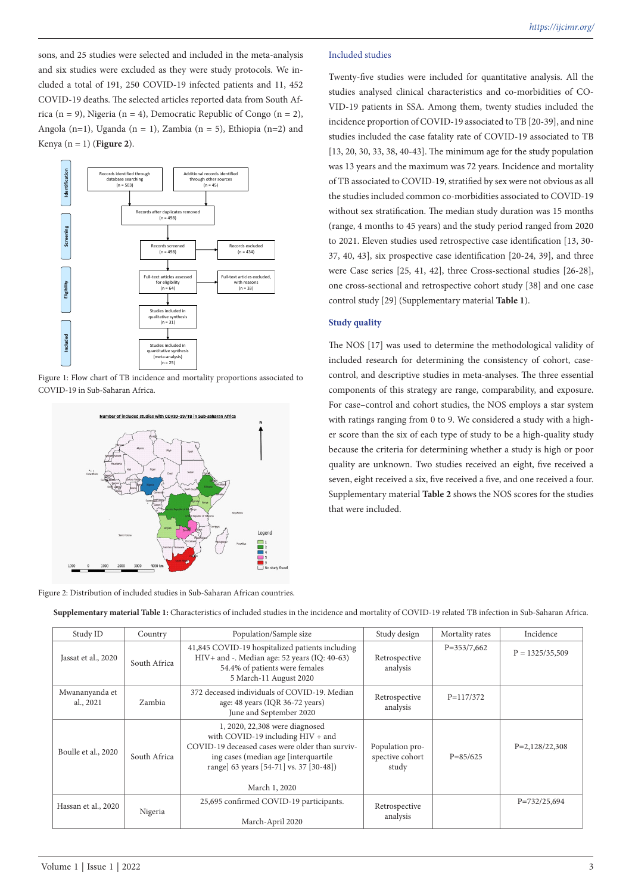sons, and 25 studies were selected and included in the meta-analysis and six studies were excluded as they were study protocols. We included a total of 191, 250 COVID-19 infected patients and 11, 452 COVID-19 deaths. The selected articles reported data from South Africa (n = 9), Nigeria (n = 4), Democratic Republic of Congo (n = 2), Angola (n=1), Uganda (n = 1), Zambia (n = 5), Ethiopia (n=2) and Kenya (n = 1) (**Figure 2**).

Figure 1: Flow chart of TB incidence and mortality proportions associated to COVID-19 in Sub-Saharan Africa.

Figure 2: Distribution of included studies in Sub-Saharan African countries.

### Included studies

Twenty-five studies were included for quantitative analysis. All the studies analysed clinical characteristics and co-morbidities of COVID-19 patients in SSA. Among them, twenty studies included the incidence proportion of COVID-19 associated to TB [20-39], and nine studies included the case fatality rate of COVID-19 associated to TB [13, 20, 30, 33, 38, 40-43]. The minimum age for the study population was 13 years and the maximum was 72 years. Incidence and mortality of TB associated to COVID-19, stratified by sex were not obvious as all the studies included common co-morbidities associated to COVID-19 without sex stratification. The median study duration was 15 months (range, 4 months to 45 years) and the study period ranged from 2020 to 2021. Eleven studies used retrospective case identification [13, 30-37, 40, 43], six prospective case identification [20-24, 39], and three were Case series [25, 41, 42], three Cross-sectional studies [26-28], one cross-sectional and retrospective cohort study [38] and one case control study [29] (Supplementary material **Table 1**).

### Study quality

The NOS [17] was used to determine the methodological validity of included research for determining the consistency of cohort, case-control, and descriptive studies in meta-analyses. The three essential components of this strategy are range, comparability, and exposure. For case–control and cohort studies, the NOS employs a star system with ratings ranging from 0 to 9. We considered a study with a higher score than the six of each type of study to be a high-quality study because the criteria for determining whether a study is high or poor quality are unknown. Two studies received an eight, five received a seven, eight received a six, five received a five, and one received a four. Supplementary material **Table 2** shows the NOS scores for the studies that were included.

**Supplementary material Table 1:** Characteristics of included studies in the incidence and mortality of COVID-19 related TB infection in Sub-Saharan Africa.

| Study ID | Country | Population/Sample size | Study design | Mortality rates | Incidence |
|---|---|---|---|---|---|
| Jassat et al., 2020 | South Africa | 41,845 COVID-19 hospitalized patients including HIV+ and -. Median age: 52 years (IQ: 40-63) 54.4% of patients were females 5 March-11 August 2020 | Retrospective analysis | P=353/7,662 | P = 1325/35,509 |
| Mwananyanda et al., 2021 | Zambia | 372 deceased individuals of COVID-19. Median age: 48 years (IQR 36-72 years) June and September 2020 | Retrospective analysis | P=117/372 | |
| Boulle et al., 2020 | South Africa | 1, 2020, 22,308 were diagnosed with COVID-19 including HIV + and COVID-19 deceased cases were older than surviving cases (median age [interquartile range] 63 years [54-71] vs. 37 [30-48]) March 1, 2020 | Population prospective cohort study | P=85/625 | P=2,128/22,308 |
| Hassan et al., 2020 | Nigeria | 25,695 confirmed COVID-19 participants. March-April 2020 | Retrospective analysis | | P=732/25,694 |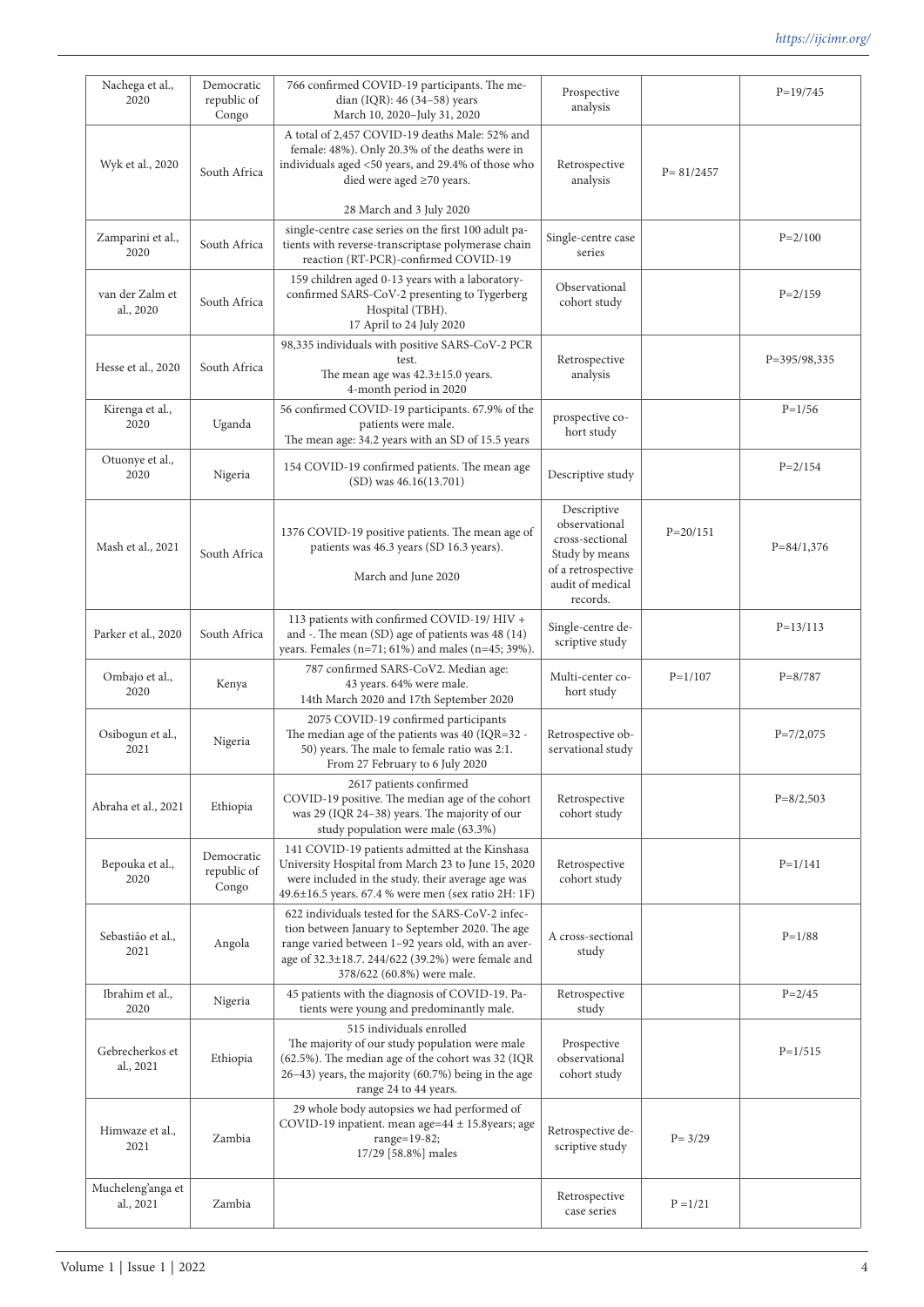| | | | | | |
|---|---|---|---|---|---|
| Nachega et al., 2020 | Democratic republic of Congo | 766 confirmed COVID-19 participants. The median (IQR): 46 (34–58) years March 10, 2020–July 31, 2020 | Prospective analysis | | P=19/745 |
| Wyk et al., 2020 | South Africa | A total of 2,457 COVID-19 deaths Male: 52% and female: 48%). Only 20.3% of the deaths were in individuals aged <50 years, and 29.4% of those who died were aged ≥70 years. 28 March and 3 July 2020 | Retrospective analysis | P= 81/2457 | |
| Zamparini et al., 2020 | South Africa | single-centre case series on the first 100 adult patients with reverse-transcriptase polymerase chain reaction (RT-PCR)-confirmed COVID-19 | Single-centre case series | | P=2/100 |
| van der Zalm et al., 2020 | South Africa | 159 children aged 0-13 years with a laboratory-confirmed SARS-CoV-2 presenting to Tygerberg Hospital (TBH). 17 April to 24 July 2020 | Observational cohort study | | P=2/159 |
| Hesse et al., 2020 | South Africa | 98,335 individuals with positive SARS-CoV-2 PCR test. The mean age was 42.3±15.0 years. 4-month period in 2020 | Retrospective analysis | | P=395/98,335 |
| Kirenga et al., 2020 | Uganda | 56 confirmed COVID-19 participants. 67.9% of the patients were male. The mean age: 34.2 years with an SD of 15.5 years | prospective cohort study | | P=1/56 |
| Otuonye et al., 2020 | Nigeria | 154 COVID-19 confirmed patients. The mean age (SD) was 46.16(13.701) | Descriptive study | | P=2/154 |
| Mash et al., 2021 | South Africa | 1376 COVID-19 positive patients. The mean age of patients was 46.3 years (SD 16.3 years). March and June 2020 | Descriptive observational cross-sectional Study by means of a retrospective audit of medical records. | P=20/151 | P=84/1,376 |
| Parker et al., 2020 | South Africa | 113 patients with confirmed COVID-19/ HIV + and -. The mean (SD) age of patients was 48 (14) years. Females (n=71; 61%) and males (n=45; 39%). | Single-centre descriptive study | | P=13/113 |
| Ombajo et al., 2020 | Kenya | 787 confirmed SARS-CoV2. Median age: 43 years. 64% were male. 14th March 2020 and 17th September 2020 | Multi-center cohort study | P=1/107 | P=8/787 |
| Osibogun et al., 2021 | Nigeria | 2075 COVID-19 confirmed participants The median age of the patients was 40 (IQR=32 - 50) years. The male to female ratio was 2:1. From 27 February to 6 July 2020 | Retrospective observational study | | P=7/2,075 |
| Abraha et al., 2021 | Ethiopia | 2617 patients confirmed COVID-19 positive. The median age of the cohort was 29 (IQR 24–38) years. The majority of our study population were male (63.3%) | Retrospective cohort study | | P=8/2,503 |
| Bepouka et al., 2020 | Democratic republic of Congo | 141 COVID-19 patients admitted at the Kinshasa University Hospital from March 23 to June 15, 2020 were included in the study. their average age was 49.6±16.5 years. 67.4 % were men (sex ratio 2H: 1F) | Retrospective cohort study | | P=1/141 |
| Sebastião et al., 2021 | Angola | 622 individuals tested for the SARS-CoV-2 infection between January to September 2020. The age range varied between 1–92 years old, with an average of 32.3±18.7. 244/622 (39.2%) were female and 378/622 (60.8%) were male. | A cross-sectional study | | P=1/88 |
| Ibrahim et al., 2020 | Nigeria | 45 patients with the diagnosis of COVID-19. Patients were young and predominantly male. | Retrospective study | | P=2/45 |
| Gebrecherkos et al., 2021 | Ethiopia | 515 individuals enrolled The majority of our study population were male (62.5%). The median age of the cohort was 32 (IQR 26–43) years, the majority (60.7%) being in the age range 24 to 44 years. | Prospective observational cohort study | | P=1/515 |
| Himwaze et al., 2021 | Zambia | 29 whole body autopsies we had performed of COVID-19 inpatient. mean age=44 ± 15.8years; age range=19-82; 17/29 [58.8%] males | Retrospective descriptive study | P= 3/29 | |
| Mucheleng'anga et al., 2021 | Zambia | | Retrospective case series | P =1/21 | |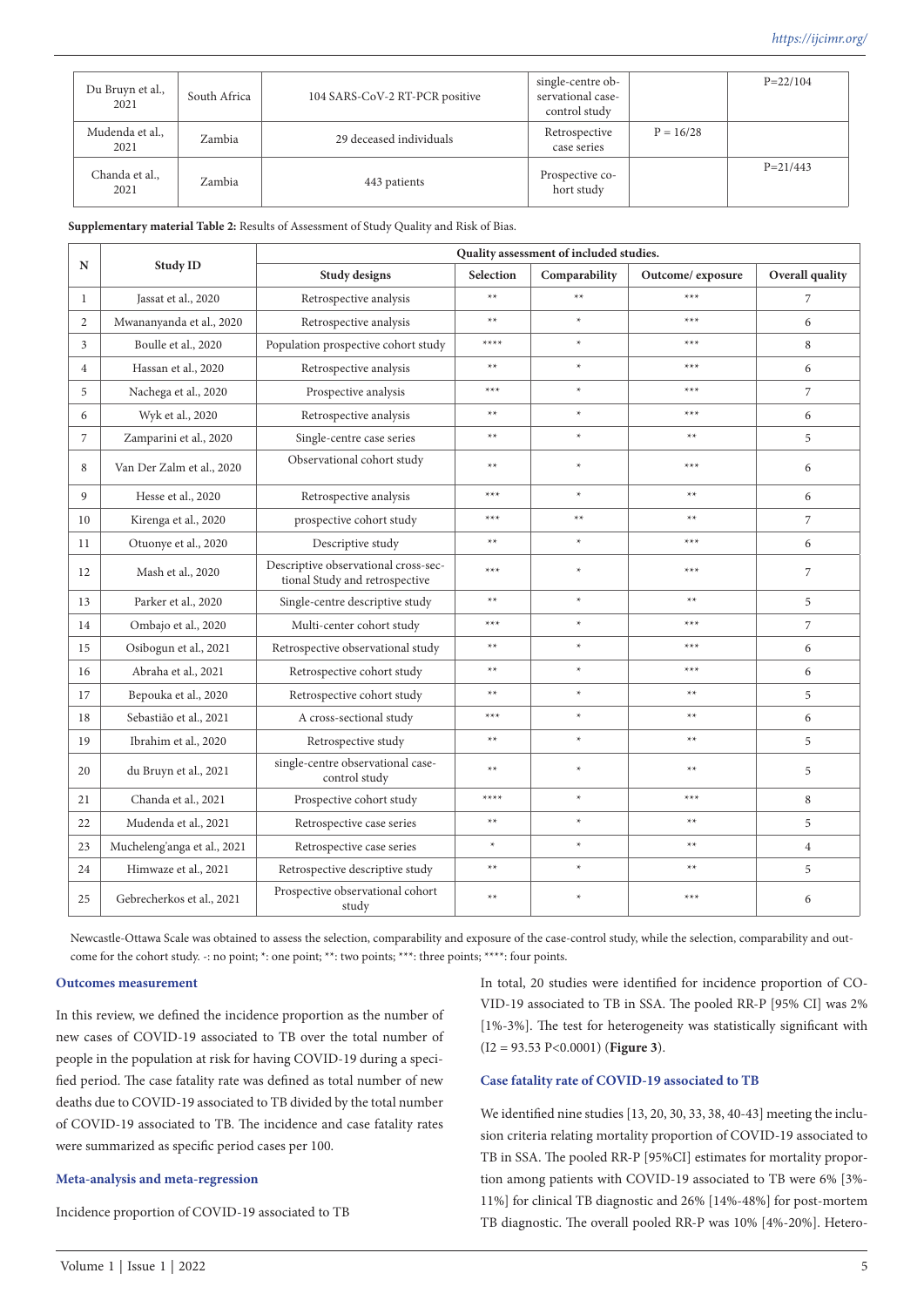| | | | | | |
|---|---|---|---|---|---|
| Du Bruyn et al., 2021 | South Africa | 104 SARS-CoV-2 RT-PCR positive | single-centre observational case-control study | | P=22/104 |
| Mudenda et al., 2021 | Zambia | 29 deceased individuals | Retrospective case series | P = 16/28 | |
| Chanda et al., 2021 | Zambia | 443 patients | Prospective cohort study | | P=21/443 |

**Supplementary material Table 2:** Results of Assessment of Study Quality and Risk of Bias.

| N | Study ID | Quality assessment of included studies. | | | | |
|---|---|---|---|---|---|---|
| | | Study designs | Selection | Comparability | Outcome/ exposure | Overall quality |
| 1 | Jassat et al., 2020 | Retrospective analysis | ** | ** | *** | 7 |
| 2 | Mwananyanda et al., 2020 | Retrospective analysis | ** | * | *** | 6 |
| 3 | Boulle et al., 2020 | Population prospective cohort study | **** | * | *** | 8 |
| 4 | Hassan et al., 2020 | Retrospective analysis | ** | * | *** | 6 |
| 5 | Nachega et al., 2020 | Prospective analysis | *** | * | *** | 7 |
| 6 | Wyk et al., 2020 | Retrospective analysis | ** | * | *** | 6 |
| 7 | Zamparini et al., 2020 | Single-centre case series | ** | * | ** | 5 |
| 8 | Van Der Zalm et al., 2020 | Observational cohort study | ** | * | *** | 6 |
| 9 | Hesse et al., 2020 | Retrospective analysis | *** | * | ** | 6 |
| 10 | Kirenga et al., 2020 | prospective cohort study | *** | ** | ** | 7 |
| 11 | Otuonye et al., 2020 | Descriptive study | ** | * | *** | 6 |
| 12 | Mash et al., 2020 | Descriptive observational cross-sectional Study and retrospective | *** | * | *** | 7 |
| 13 | Parker et al., 2020 | Single-centre descriptive study | ** | * | ** | 5 |
| 14 | Ombajo et al., 2020 | Multi-center cohort study | *** | * | *** | 7 |
| 15 | Osibogun et al., 2021 | Retrospective observational study | ** | * | *** | 6 |
| 16 | Abraha et al., 2021 | Retrospective cohort study | ** | * | *** | 6 |
| 17 | Bepouka et al., 2020 | Retrospective cohort study | ** | * | ** | 5 |
| 18 | Sebastião et al., 2021 | A cross-sectional study | *** | * | ** | 6 |
| 19 | Ibrahim et al., 2020 | Retrospective study | ** | * | ** | 5 |
| 20 | du Bruyn et al., 2021 | single-centre observational case-control study | ** | * | ** | 5 |
| 21 | Chanda et al., 2021 | Prospective cohort study | **** | * | *** | 8 |
| 22 | Mudenda et al., 2021 | Retrospective case series | ** | * | ** | 5 |
| 23 | Mucheleng'anga et al., 2021 | Retrospective case series | * | * | ** | 4 |
| 24 | Himwaze et al., 2021 | Retrospective descriptive study | ** | * | ** | 5 |
| 25 | Gebrecherkos et al., 2021 | Prospective observational cohort study | ** | * | *** | 6 |

Newcastle-Ottawa Scale was obtained to assess the selection, comparability and exposure of the case-control study, while the selection, comparability and outcome for the cohort study. -: no point; *: one point; **: two points; ***: three points; ****: four points.

### Outcomes measurement

In this review, we defined the incidence proportion as the number of new cases of COVID-19 associated to TB over the total number of people in the population at risk for having COVID-19 during a specified period. The case fatality rate was defined as total number of new deaths due to COVID-19 associated to TB divided by the total number of COVID-19 associated to TB. The incidence and case fatality rates were summarized as specific period cases per 100.

### Meta-analysis and meta-regression

Incidence proportion of COVID-19 associated to TB

In total, 20 studies were identified for incidence proportion of COVID-19 associated to TB in SSA. The pooled RR-P [95% CI] was 2% [1%-3%]. The test for heterogeneity was statistically significant with ($I2 = 93.53$ $P<0.0001$) (**Figure 3**).

### Case fatality rate of COVID-19 associated to TB

We identified nine studies [13, 20, 30, 33, 38, 40-43] meeting the inclusion criteria relating mortality proportion of COVID-19 associated to TB in SSA. The pooled RR-P [95%CI] estimates for mortality proportion among patients with COVID-19 associated to TB were 6% [3%-11%] for clinical TB diagnostic and 26% [14%-48%] for post-mortem TB diagnostic. The overall pooled RR-P was 10% [4%-20%]. Hetero-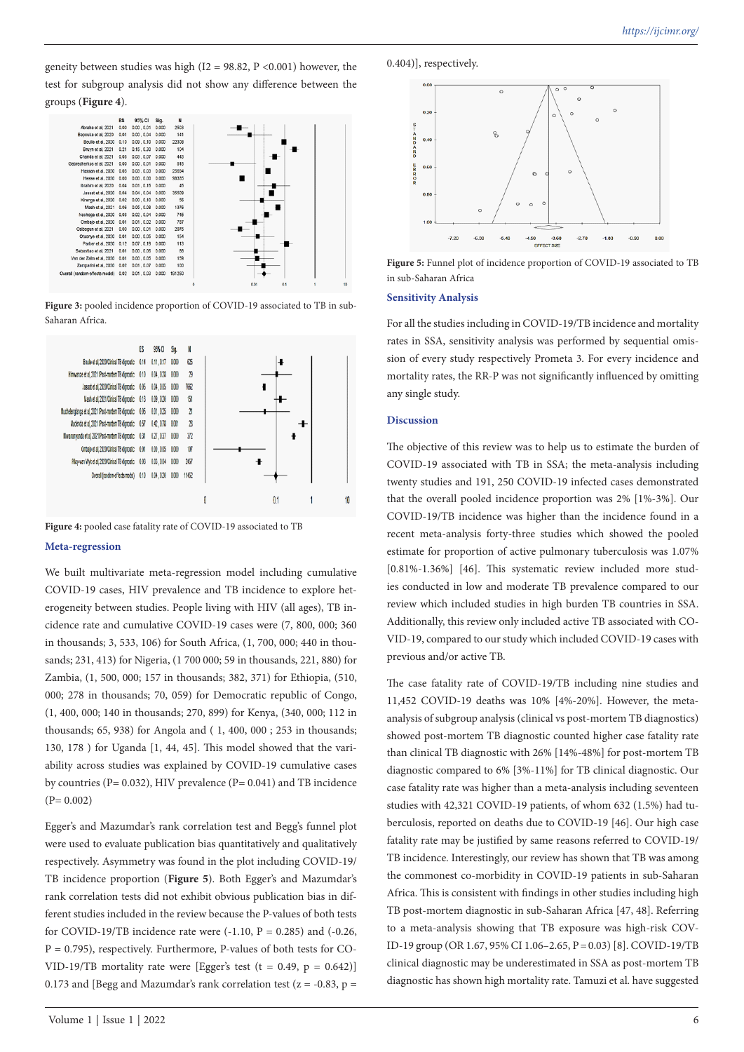geneity between studies was high (I2 = 98.82, P <0.001) however, the test for subgroup analysis did not show any difference between the groups (**Figure 4**).

Figure 3: pooled incidence proportion of COVID-19 associated to TB in sub-Saharan Africa.

Figure 4: pooled case fatality rate of COVID-19 associated to TB

### Meta-regression

We built multivariate meta-regression model including cumulative COVID-19 cases, HIV prevalence and TB incidence to explore heterogeneity between studies. People living with HIV (all ages), TB incidence rate and cumulative COVID-19 cases were (7, 800, 000; 360 in thousands; 3, 533, 106) for South Africa, (1, 700, 000; 440 in thousands; 231, 413) for Nigeria, (1 700 000; 59 in thousands, 221, 880) for Zambia, (1, 500, 000; 157 in thousands; 382, 371) for Ethiopia, (510, 000; 278 in thousands; 70, 059) for Democratic republic of Congo, (1, 400, 000; 140 in thousands; 270, 899) for Kenya, (340, 000; 112 in thousands; 65, 938) for Angola and ( 1, 400, 000 ; 253 in thousands; 130, 178 ) for Uganda [1, 44, 45]. This model showed that the variability across studies was explained by COVID-19 cumulative cases by countries (P= 0.032), HIV prevalence (P= 0.041) and TB incidence (P= 0.002)

Egger's and Mazumdar's rank correlation test and Begg's funnel plot were used to evaluate publication bias quantitatively and qualitatively respectively. Asymmetry was found in the plot including COVID-19/TB incidence proportion (**Figure 5**). Both Egger's and Mazumdar's rank correlation tests did not exhibit obvious publication bias in different studies included in the review because the P-values of both tests for COVID-19/TB incidence rate were (-1.10, P = 0.285) and (-0.26, P = 0.795), respectively. Furthermore, P-values of both tests for COVID-19/TB mortality rate were [Egger's test (t = 0.49, p = 0.642)] 0.173 and [Begg and Mazumdar's rank correlation test (z = -0.83, p = 0.404)], respectively.

Figure 5: Funnel plot of incidence proportion of COVID-19 associated to TB in sub-Saharan Africa

### Sensitivity Analysis

For all the studies including in COVID-19/TB incidence and mortality rates in SSA, sensitivity analysis was performed by sequential omission of every study respectively Prometa 3. For every incidence and mortality rates, the RR-P was not significantly influenced by omitting any single study.

### Discussion

The objective of this review was to help us to estimate the burden of COVID-19 associated with TB in SSA; the meta-analysis including twenty studies and 191, 250 COVID-19 infected cases demonstrated that the overall pooled incidence proportion was 2% [1%-3%]. Our COVID-19/TB incidence was higher than the incidence found in a recent meta-analysis forty-three studies which showed the pooled estimate for proportion of active pulmonary tuberculosis was 1.07% [0.81%-1.36%] [46]. This systematic review included more studies conducted in low and moderate TB prevalence compared to our review which included studies in high burden TB countries in SSA. Additionally, this review only included active TB associated with COVID-19, compared to our study which included COVID-19 cases with previous and/or active TB.

The case fatality rate of COVID-19/TB including nine studies and 11,452 COVID-19 deaths was 10% [4%-20%]. However, the meta-analysis of subgroup analysis (clinical vs post-mortem TB diagnostics) showed post-mortem TB diagnostic counted higher case fatality rate than clinical TB diagnostic with 26% [14%-48%] for post-mortem TB diagnostic compared to 6% [3%-11%] for TB clinical diagnostic. Our case fatality rate was higher than a meta-analysis including seventeen studies with 42,321 COVID-19 patients, of whom 632 (1.5%) had tuberculosis, reported on deaths due to COVID-19 [46]. Our high case fatality rate may be justified by same reasons referred to COVID-19/TB incidence. Interestingly, our review has shown that TB was among the commonest co-morbidity in COVID-19 patients in sub-Saharan Africa. This is consistent with findings in other studies including high TB post-mortem diagnostic in sub-Saharan Africa [47, 48]. Referring to a meta-analysis showing that TB exposure was high-risk COVID-19 group (OR 1.67, 95% CI 1.06–2.65, P = 0.03) [8]. COVID-19/TB clinical diagnostic may be underestimated in SSA as post-mortem TB diagnostic has shown high mortality rate. Tamuzi et al. have suggested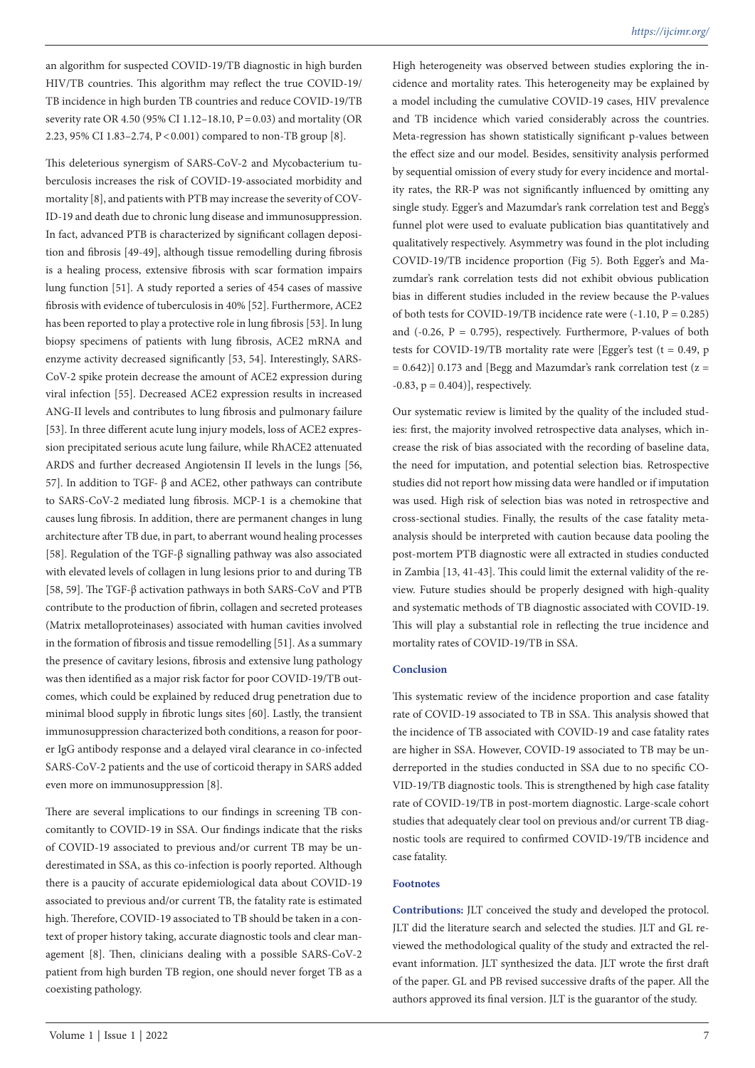an algorithm for suspected COVID-19/TB diagnostic in high burden HIV/TB countries. This algorithm may reflect the true COVID-19/TB incidence in high burden TB countries and reduce COVID-19/TB severity rate OR 4.50 (95% CI 1.12–18.10, P = 0.03) and mortality (OR 2.23, 95% CI 1.83–2.74, P < 0.001) compared to non-TB group [8].

This deleterious synergism of SARS-CoV-2 and Mycobacterium tuberculosis increases the risk of COVID-19-associated morbidity and mortality [8], and patients with PTB may increase the severity of COVID-19 and death due to chronic lung disease and immunosuppression. In fact, advanced PTB is characterized by significant collagen deposition and fibrosis [49-49], although tissue remodelling during fibrosis is a healing process, extensive fibrosis with scar formation impairs lung function [51]. A study reported a series of 454 cases of massive fibrosis with evidence of tuberculosis in 40% [52]. Furthermore, ACE2 has been reported to play a protective role in lung fibrosis [53]. In lung biopsy specimens of patients with lung fibrosis, ACE2 mRNA and enzyme activity decreased significantly [53, 54]. Interestingly, SARS-CoV-2 spike protein decrease the amount of ACE2 expression during viral infection [55]. Decreased ACE2 expression results in increased ANG-II levels and contributes to lung fibrosis and pulmonary failure [53]. In three different acute lung injury models, loss of ACE2 expression precipitated serious acute lung failure, while RhACE2 attenuated ARDS and further decreased Angiotensin II levels in the lungs [56, 57]. In addition to TGF- β and ACE2, other pathways can contribute to SARS-CoV-2 mediated lung fibrosis. MCP-1 is a chemokine that causes lung fibrosis. In addition, there are permanent changes in lung architecture after TB due, in part, to aberrant wound healing processes [58]. Regulation of the TGF-β signalling pathway was also associated with elevated levels of collagen in lung lesions prior to and during TB [58, 59]. The TGF-β activation pathways in both SARS-CoV and PTB contribute to the production of fibrin, collagen and secreted proteases (Matrix metalloproteinases) associated with human cavities involved in the formation of fibrosis and tissue remodelling [51]. As a summary the presence of cavitary lesions, fibrosis and extensive lung pathology was then identified as a major risk factor for poor COVID-19/TB outcomes, which could be explained by reduced drug penetration due to minimal blood supply in fibrotic lungs sites [60]. Lastly, the transient immunosuppression characterized both conditions, a reason for poorer IgG antibody response and a delayed viral clearance in co-infected SARS-CoV-2 patients and the use of corticoid therapy in SARS added even more on immunosuppression [8].

There are several implications to our findings in screening TB concomitantly to COVID-19 in SSA. Our findings indicate that the risks of COVID-19 associated to previous and/or current TB may be underestimated in SSA, as this co-infection is poorly reported. Although there is a paucity of accurate epidemiological data about COVID-19 associated to previous and/or current TB, the fatality rate is estimated high. Therefore, COVID-19 associated to TB should be taken in a context of proper history taking, accurate diagnostic tools and clear management [8]. Then, clinicians dealing with a possible SARS-CoV-2 patient from high burden TB region, one should never forget TB as a coexisting pathology.

High heterogeneity was observed between studies exploring the incidence and mortality rates. This heterogeneity may be explained by a model including the cumulative COVID-19 cases, HIV prevalence and TB incidence which varied considerably across the countries. Meta-regression has shown statistically significant p-values between the effect size and our model. Besides, sensitivity analysis performed by sequential omission of every study for every incidence and mortality rates, the RR-P was not significantly influenced by omitting any single study. Egger's and Mazumdar's rank correlation test and Begg's funnel plot were used to evaluate publication bias quantitatively and qualitatively respectively. Asymmetry was found in the plot including COVID-19/TB incidence proportion (Fig 5). Both Egger's and Mazumdar's rank correlation tests did not exhibit obvious publication bias in different studies included in the review because the P-values of both tests for COVID-19/TB incidence rate were (-1.10, P = 0.285) and (-0.26, P = 0.795), respectively. Furthermore, P-values of both tests for COVID-19/TB mortality rate were [Egger's test (t = 0.49, p = 0.642)] 0.173 and [Begg and Mazumdar's rank correlation test (z = -0.83, p = 0.404)], respectively.

Our systematic review is limited by the quality of the included studies: first, the majority involved retrospective data analyses, which increase the risk of bias associated with the recording of baseline data, the need for imputation, and potential selection bias. Retrospective studies did not report how missing data were handled or if imputation was used. High risk of selection bias was noted in retrospective and cross-sectional studies. Finally, the results of the case fatality meta-analysis should be interpreted with caution because data pooling the post-mortem PTB diagnostic were all extracted in studies conducted in Zambia [13, 41-43]. This could limit the external validity of the review. Future studies should be properly designed with high-quality and systematic methods of TB diagnostic associated with COVID-19. This will play a substantial role in reflecting the true incidence and mortality rates of COVID-19/TB in SSA.

## Conclusion

This systematic review of the incidence proportion and case fatality rate of COVID-19 associated to TB in SSA. This analysis showed that the incidence of TB associated with COVID-19 and case fatality rates are higher in SSA. However, COVID-19 associated to TB may be underreported in the studies conducted in SSA due to no specific COVID-19/TB diagnostic tools. This is strengthened by high case fatality rate of COVID-19/TB in post-mortem diagnostic. Large-scale cohort studies that adequately clear tool on previous and/or current TB diagnostic tools are required to confirmed COVID-19/TB incidence and case fatality.

## Footnotes

**Contributions:** JLT conceived the study and developed the protocol. JLT did the literature search and selected the studies. JLT and GL reviewed the methodological quality of the study and extracted the relevant information. JLT synthesized the data. JLT wrote the first draft of the paper. GL and PB revised successive drafts of the paper. All the authors approved its final version. JLT is the guarantor of the study.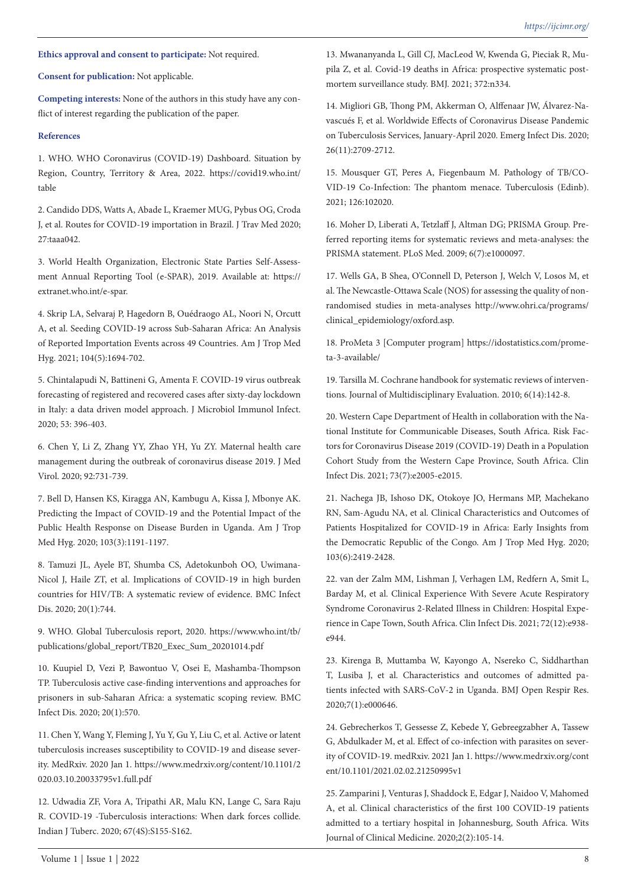**Ethics approval and consent to participate:** Not required.

**Consent for publication:** Not applicable.

**Competing interests:** None of the authors in this study have any conflict of interest regarding the publication of the paper.

## References

1. WHO. WHO Coronavirus (COVID-19) Dashboard. Situation by Region, Country, Territory & Area, 2022. https://covid19.who.int/table

2. Candido DDS, Watts A, Abade L, Kraemer MUG, Pybus OG, Croda J, et al. Routes for COVID-19 importation in Brazil. J Trav Med 2020; 27:taaa042.

3. World Health Organization, Electronic State Parties Self-Assessment Annual Reporting Tool (e-SPAR), 2019. Available at: https://extranet.who.int/e-spar.

4. Skrip LA, Selvaraj P, Hagedorn B, Ouédraogo AL, Noori N, Orcutt A, et al. Seeding COVID-19 across Sub-Saharan Africa: An Analysis of Reported Importation Events across 49 Countries. Am J Trop Med Hyg. 2021; 104(5):1694-702.

5. Chintalapudi N, Battineni G, Amenta F. COVID-19 virus outbreak forecasting of registered and recovered cases after sixty-day lockdown in Italy: a data driven model approach. J Microbiol Immunol Infect. 2020; 53: 396-403.

6. Chen Y, Li Z, Zhang YY, Zhao YH, Yu ZY. Maternal health care management during the outbreak of coronavirus disease 2019. J Med Virol. 2020; 92:731-739.

7. Bell D, Hansen KS, Kiragga AN, Kambugu A, Kissa J, Mbonye AK. Predicting the Impact of COVID-19 and the Potential Impact of the Public Health Response on Disease Burden in Uganda. Am J Trop Med Hyg. 2020; 103(3):1191-1197.

8. Tamuzi JL, Ayele BT, Shumba CS, Adetokunboh OO, Uwimana-Nicol J, Haile ZT, et al. Implications of COVID-19 in high burden countries for HIV/TB: A systematic review of evidence. BMC Infect Dis. 2020; 20(1):744.

9. WHO. Global Tuberculosis report, 2020. https://www.who.int/tb/publications/global_report/TB20_Exec_Sum_20201014.pdf

10. Kuupiel D, Vezi P, Bawontuo V, Osei E, Mashamba-Thompson TP. Tuberculosis active case-finding interventions and approaches for prisoners in sub-Saharan Africa: a systematic scoping review. BMC Infect Dis. 2020; 20(1):570.

11. Chen Y, Wang Y, Fleming J, Yu Y, Gu Y, Liu C, et al. Active or latent tuberculosis increases susceptibility to COVID-19 and disease severity. MedRxiv. 2020 Jan 1. https://www.medrxiv.org/content/10.1101/2020.03.10.20033795v1.full.pdf

12. Udwadia ZF, Vora A, Tripathi AR, Malu KN, Lange C, Sara Raju R. COVID-19 -Tuberculosis interactions: When dark forces collide. Indian J Tuberc. 2020; 67(4S):S155-S162.

13. Mwananyanda L, Gill CJ, MacLeod W, Kwenda G, Pieciak R, Mupila Z, et al. Covid-19 deaths in Africa: prospective systematic postmortem surveillance study. BMJ. 2021; 372:n334.

14. Migliori GB, Thong PM, Akkerman O, Alffenaar JW, Álvarez-Navascués F, et al. Worldwide Effects of Coronavirus Disease Pandemic on Tuberculosis Services, January-April 2020. Emerg Infect Dis. 2020; 26(11):2709-2712.

15. Mousquer GT, Peres A, Fiegenbaum M. Pathology of TB/COVID-19 Co-Infection: The phantom menace. Tuberculosis (Edinb). 2021; 126:102020.

16. Moher D, Liberati A, Tetzlaff J, Altman DG; PRISMA Group. Preferred reporting items for systematic reviews and meta-analyses: the PRISMA statement. PLoS Med. 2009; 6(7):e1000097.

17. Wells GA, B Shea, O'Connell D, Peterson J, Welch V, Losos M, et al. The Newcastle-Ottawa Scale (NOS) for assessing the quality of nonrandomised studies in meta-analyses http://www.ohri.ca/programs/clinical_epidemiology/oxford.asp.

18. ProMeta 3 [Computer program] https://idostatistics.com/prometa-3-available/

19. Tarsilla M. Cochrane handbook for systematic reviews of interventions. Journal of Multidisciplinary Evaluation. 2010; 6(14):142-8.

20. Western Cape Department of Health in collaboration with the National Institute for Communicable Diseases, South Africa. Risk Factors for Coronavirus Disease 2019 (COVID-19) Death in a Population Cohort Study from the Western Cape Province, South Africa. Clin Infect Dis. 2021; 73(7):e2005-e2015.

21. Nachega JB, Ishoso DK, Otokoye JO, Hermans MP, Machekano RN, Sam-Agudu NA, et al. Clinical Characteristics and Outcomes of Patients Hospitalized for COVID-19 in Africa: Early Insights from the Democratic Republic of the Congo. Am J Trop Med Hyg. 2020; 103(6):2419-2428.

22. van der Zalm MM, Lishman J, Verhagen LM, Redfern A, Smit L, Barday M, et al. Clinical Experience With Severe Acute Respiratory Syndrome Coronavirus 2-Related Illness in Children: Hospital Experience in Cape Town, South Africa. Clin Infect Dis. 2021; 72(12):e938-e944.

23. Kirenga B, Muttamba W, Kayongo A, Nsereko C, Siddharthan T, Lusiba J, et al. Characteristics and outcomes of admitted patients infected with SARS-CoV-2 in Uganda. BMJ Open Respir Res. 2020;7(1):e000646.

24. Gebrecherkos T, Gessesse Z, Kebede Y, Gebreegzabher A, Tassew G, Abdulkader M, et al. Effect of co-infection with parasites on severity of COVID-19. medRxiv. 2021 Jan 1. https://www.medrxiv.org/content/10.1101/2021.02.02.21250995v1

25. Zamparini J, Venturas J, Shaddock E, Edgar J, Naidoo V, Mahomed A, et al. Clinical characteristics of the first 100 COVID-19 patients admitted to a tertiary hospital in Johannesburg, South Africa. Wits Journal of Clinical Medicine. 2020;2(2):105-14.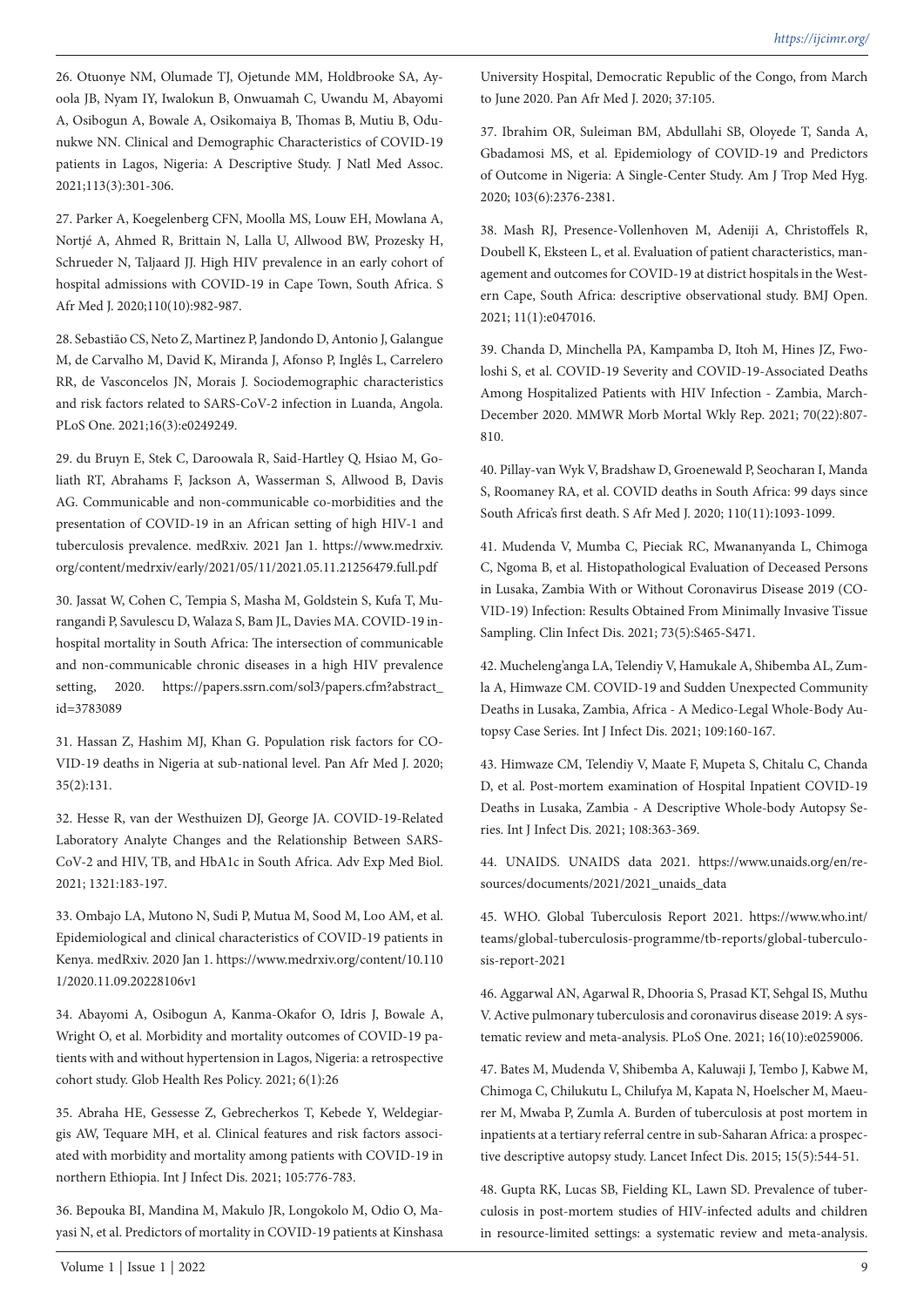26. Otuonye NM, Olumade TJ, Ojetunde MM, Holdbrooke SA, Ayoola JB, Nyam IY, Iwalokun B, Onwuamah C, Uwandu M, Abayomi A, Osibogun A, Bowale A, Osikomaiya B, Thomas B, Mutiu B, Odunukwe NN. Clinical and Demographic Characteristics of COVID-19 patients in Lagos, Nigeria: A Descriptive Study. J Natl Med Assoc. 2021;113(3):301-306.

27. Parker A, Koegelenberg CFN, Moolla MS, Louw EH, Mowlana A, Nortjé A, Ahmed R, Brittain N, Lalla U, Allwood BW, Prozesky H, Schrueder N, Taljaard JJ. High HIV prevalence in an early cohort of hospital admissions with COVID-19 in Cape Town, South Africa. S Afr Med J. 2020;110(10):982-987.

28. Sebastião CS, Neto Z, Martinez P, Jandondo D, Antonio J, Galangue M, de Carvalho M, David K, Miranda J, Afonso P, Inglês L, Carrelero RR, de Vasconcelos JN, Morais J. Sociodemographic characteristics and risk factors related to SARS-CoV-2 infection in Luanda, Angola. PLoS One. 2021;16(3):e0249249.

29. du Bruyn E, Stek C, Daroowala R, Said-Hartley Q, Hsiao M, Goliath RT, Abrahams F, Jackson A, Wasserman S, Allwood B, Davis AG. Communicable and non-communicable co-morbidities and the presentation of COVID-19 in an African setting of high HIV-1 and tuberculosis prevalence. medRxiv. 2021 Jan 1. https://www.medrxiv.org/content/medrxiv/early/2021/05/11/2021.05.11.21256479.full.pdf

30. Jassat W, Cohen C, Tempia S, Masha M, Goldstein S, Kufa T, Murangandi P, Savulescu D, Walaza S, Bam JL, Davies MA. COVID-19 in-hospital mortality in South Africa: The intersection of communicable and non-communicable chronic diseases in a high HIV prevalence setting, 2020. https://papers.ssrn.com/sol3/papers.cfm?abstract_id=3783089

31. Hassan Z, Hashim MJ, Khan G. Population risk factors for COVID-19 deaths in Nigeria at sub-national level. Pan Afr Med J. 2020; 35(2):131.

32. Hesse R, van der Westhuizen DJ, George JA. COVID-19-Related Laboratory Analyte Changes and the Relationship Between SARS-CoV-2 and HIV, TB, and HbA1c in South Africa. Adv Exp Med Biol. 2021; 1321:183-197.

33. Ombajo LA, Mutono N, Sudi P, Mutua M, Sood M, Loo AM, et al. Epidemiological and clinical characteristics of COVID-19 patients in Kenya. medRxiv. 2020 Jan 1. https://www.medrxiv.org/content/10.1101/2020.11.09.20228106v1

34. Abayomi A, Osibogun A, Kanma-Okafor O, Idris J, Bowale A, Wright O, et al. Morbidity and mortality outcomes of COVID-19 patients with and without hypertension in Lagos, Nigeria: a retrospective cohort study. Glob Health Res Policy. 2021; 6(1):26

35. Abraha HE, Gessesse Z, Gebrecherkos T, Kebede Y, Weldegiargis AW, Tequare MH, et al. Clinical features and risk factors associated with morbidity and mortality among patients with COVID-19 in northern Ethiopia. Int J Infect Dis. 2021; 105:776-783.

36. Bepouka BI, Mandina M, Makulo JR, Longokolo M, Odio O, Mayasi N, et al. Predictors of mortality in COVID-19 patients at Kinshasa University Hospital, Democratic Republic of the Congo, from March to June 2020. Pan Afr Med J. 2020; 37:105.

37. Ibrahim OR, Suleiman BM, Abdullahi SB, Oloyede T, Sanda A, Gbadamosi MS, et al. Epidemiology of COVID-19 and Predictors of Outcome in Nigeria: A Single-Center Study. Am J Trop Med Hyg. 2020; 103(6):2376-2381.

38. Mash RJ, Presence-Vollenhoven M, Adeniji A, Christoffels R, Doubell K, Eksteen L, et al. Evaluation of patient characteristics, management and outcomes for COVID-19 at district hospitals in the Western Cape, South Africa: descriptive observational study. BMJ Open. 2021; 11(1):e047016.

39. Chanda D, Minchella PA, Kampamba D, Itoh M, Hines JZ, Fwoloshi S, et al. COVID-19 Severity and COVID-19-Associated Deaths Among Hospitalized Patients with HIV Infection - Zambia, March-December 2020. MMWR Morb Mortal Wkly Rep. 2021; 70(22):807-810.

40. Pillay-van Wyk V, Bradshaw D, Groenewald P, Seocharan I, Manda S, Roomaney RA, et al. COVID deaths in South Africa: 99 days since South Africa's first death. S Afr Med J. 2020; 110(11):1093-1099.

41. Mudenda V, Mumba C, Pieciak RC, Mwananyanda L, Chimoga C, Ngoma B, et al. Histopathological Evaluation of Deceased Persons in Lusaka, Zambia With or Without Coronavirus Disease 2019 (COVID-19) Infection: Results Obtained From Minimally Invasive Tissue Sampling. Clin Infect Dis. 2021; 73(5):S465-S471.

42. Mucheleng'anga LA, Telendiy V, Hamukale A, Shibemba AL, Zumla A, Himwaze CM. COVID-19 and Sudden Unexpected Community Deaths in Lusaka, Zambia, Africa - A Medico-Legal Whole-Body Autopsy Case Series. Int J Infect Dis. 2021; 109:160-167.

43. Himwaze CM, Telendiy V, Maate F, Mupeta S, Chitalu C, Chanda D, et al. Post-mortem examination of Hospital Inpatient COVID-19 Deaths in Lusaka, Zambia - A Descriptive Whole-body Autopsy Series. Int J Infect Dis. 2021; 108:363-369.

44. UNAIDS. UNAIDS data 2021. https://www.unaids.org/en/resources/documents/2021/2021_unaids_data

45. WHO. Global Tuberculosis Report 2021. https://www.who.int/teams/global-tuberculosis-programme/tb-reports/global-tuberculosis-report-2021

46. Aggarwal AN, Agarwal R, Dhooria S, Prasad KT, Sehgal IS, Muthu V. Active pulmonary tuberculosis and coronavirus disease 2019: A systematic review and meta-analysis. PLoS One. 2021; 16(10):e0259006.

47. Bates M, Mudenda V, Shibemba A, Kaluwaji J, Tembo J, Kabwe M, Chimoga C, Chilukutu L, Chilufya M, Kapata N, Hoelscher M, Maeurer M, Mwaba P, Zumla A. Burden of tuberculosis at post mortem in inpatients at a tertiary referral centre in sub-Saharan Africa: a prospective descriptive autopsy study. Lancet Infect Dis. 2015; 15(5):544-51.

48. Gupta RK, Lucas SB, Fielding KL, Lawn SD. Prevalence of tuberculosis in post-mortem studies of HIV-infected adults and children in resource-limited settings: a systematic review and meta-analysis.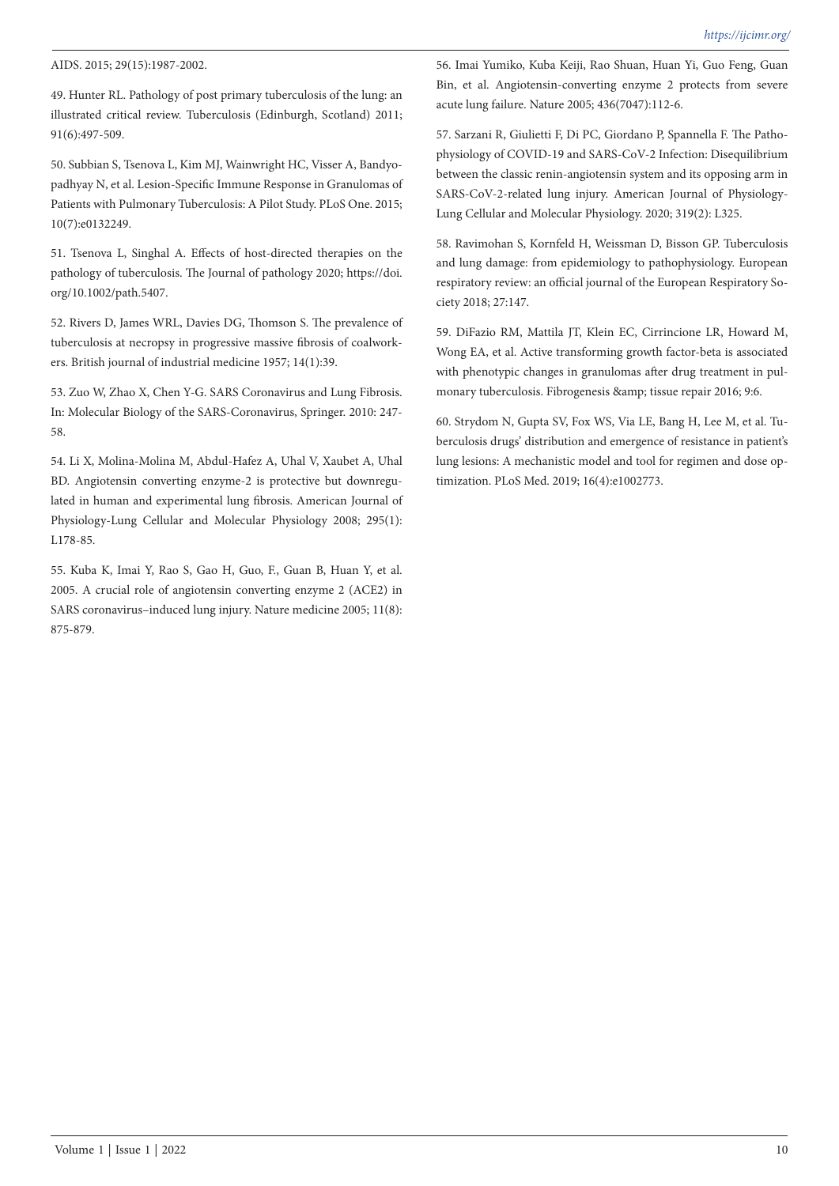AIDS. 2015; 29(15):1987-2002.

49. Hunter RL. Pathology of post primary tuberculosis of the lung: an illustrated critical review. Tuberculosis (Edinburgh, Scotland) 2011; 91(6):497-509.

50. Subbian S, Tsenova L, Kim MJ, Wainwright HC, Visser A, Bandyopadhyay N, et al. Lesion-Specific Immune Response in Granulomas of Patients with Pulmonary Tuberculosis: A Pilot Study. PLoS One. 2015; 10(7):e0132249.

51. Tsenova L, Singhal A. Effects of host-directed therapies on the pathology of tuberculosis. The Journal of pathology 2020; https://doi.org/10.1002/path.5407.

52. Rivers D, James WRL, Davies DG, Thomson S. The prevalence of tuberculosis at necropsy in progressive massive fibrosis of coalworkers. British journal of industrial medicine 1957; 14(1):39.

53. Zuo W, Zhao X, Chen Y-G. SARS Coronavirus and Lung Fibrosis. In: Molecular Biology of the SARS-Coronavirus, Springer. 2010: 247-58.

54. Li X, Molina-Molina M, Abdul-Hafez A, Uhal V, Xaubet A, Uhal BD. Angiotensin converting enzyme-2 is protective but downregulated in human and experimental lung fibrosis. American Journal of Physiology-Lung Cellular and Molecular Physiology 2008; 295(1): L178-85.

55. Kuba K, Imai Y, Rao S, Gao H, Guo, F., Guan B, Huan Y, et al. 2005. A crucial role of angiotensin converting enzyme 2 (ACE2) in SARS coronavirus–induced lung injury. Nature medicine 2005; 11(8): 875-879.

56. Imai Yumiko, Kuba Keiji, Rao Shuan, Huan Yi, Guo Feng, Guan Bin, et al. Angiotensin-converting enzyme 2 protects from severe acute lung failure. Nature 2005; 436(7047):112-6.

57. Sarzani R, Giulietti F, Di PC, Giordano P, Spannella F. The Pathophysiology of COVID-19 and SARS-CoV-2 Infection: Disequilibrium between the classic renin-angiotensin system and its opposing arm in SARS-CoV-2-related lung injury. American Journal of Physiology-Lung Cellular and Molecular Physiology. 2020; 319(2): L325.

58. Ravimohan S, Kornfeld H, Weissman D, Bisson GP. Tuberculosis and lung damage: from epidemiology to pathophysiology. European respiratory review: an official journal of the European Respiratory Society 2018; 27:147.

59. DiFazio RM, Mattila JT, Klein EC, Cirrincione LR, Howard M, Wong EA, et al. Active transforming growth factor-beta is associated with phenotypic changes in granulomas after drug treatment in pulmonary tuberculosis. Fibrogenesis &amp; tissue repair 2016; 9:6.

60. Strydom N, Gupta SV, Fox WS, Via LE, Bang H, Lee M, et al. Tuberculosis drugs' distribution and emergence of resistance in patient's lung lesions: A mechanistic model and tool for regimen and dose optimization. PLoS Med. 2019; 16(4):e1002773.